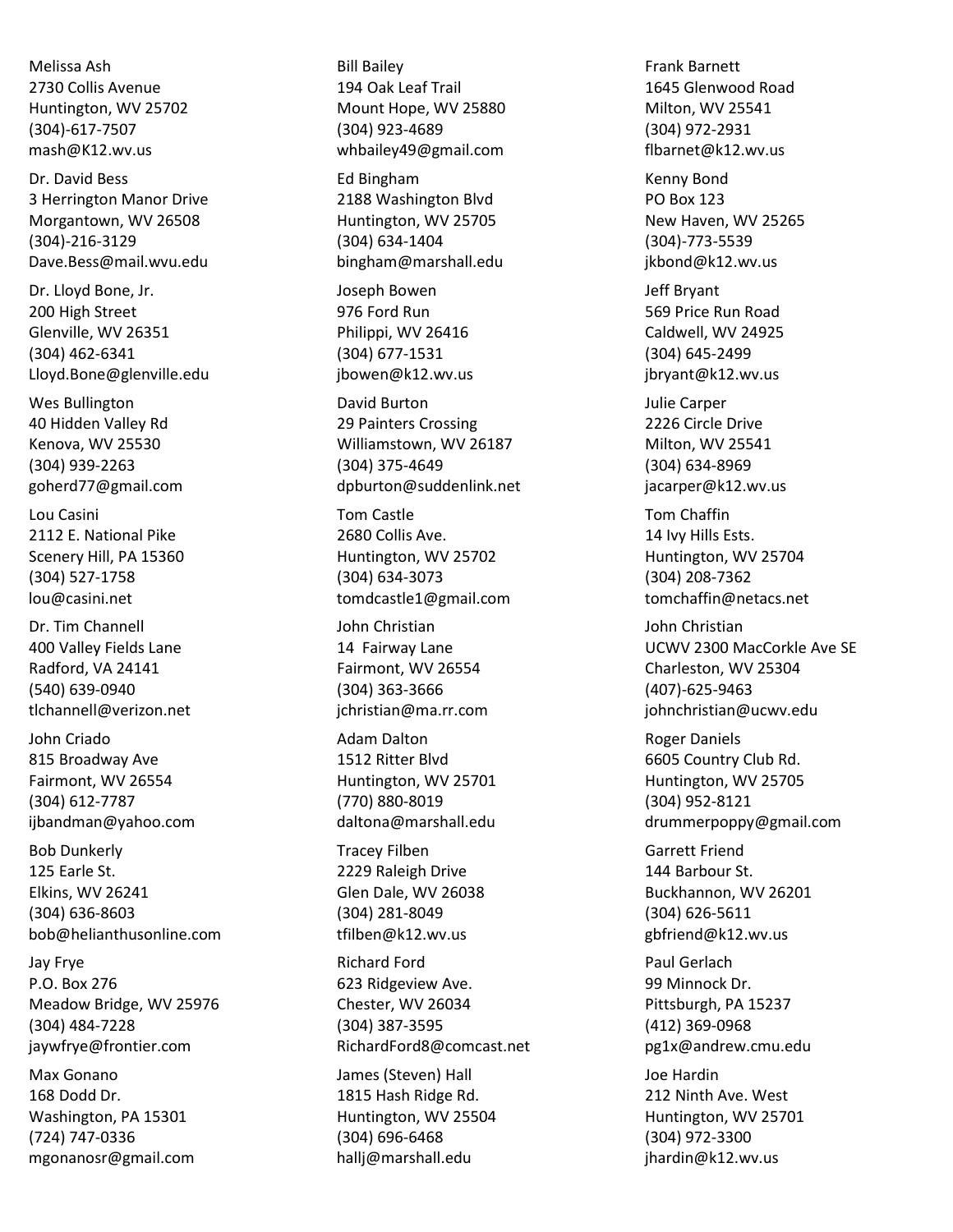Melissa Ash
2730 Collis Avenue
Huntington, WV 25702
(304)-617-7507
mash@K12.wv.us

Bill Bailey
194 Oak Leaf Trail
Mount Hope, WV 25880
(304) 923-4689
whbailey49@gmail.com

Frank Barnett
1645 Glenwood Road
Milton, WV 25541
(304) 972-2931
flbarnet@k12.wv.us

Dr. David Bess
3 Herrington Manor Drive
Morgantown, WV 26508
(304)-216-3129
Dave.Bess@mail.wvu.edu

Ed Bingham
2188 Washington Blvd
Huntington, WV 25705
(304) 634-1404
bingham@marshall.edu

Kenny Bond
PO Box 123
New Haven, WV 25265
(304)-773-5539
jkbond@k12.wv.us

Dr. Lloyd Bone, Jr.
200 High Street
Glenville, WV 26351
(304) 462-6341
Lloyd.Bone@glenville.edu

Joseph Bowen
976 Ford Run
Philippi, WV 26416
(304) 677-1531
jbowen@k12.wv.us

Jeff Bryant
569 Price Run Road
Caldwell, WV 24925
(304) 645-2499
jbryant@k12.wv.us

Wes Bullington
40 Hidden Valley Rd
Kenova, WV 25530
(304) 939-2263
goherd77@gmail.com

David Burton
29 Painters Crossing
Williamstown, WV 26187
(304) 375-4649
dpburton@suddenlink.net

Julie Carper
2226 Circle Drive
Milton, WV 25541
(304) 634-8969
jacarper@k12.wv.us

Lou Casini
2112 E. National Pike
Scenery Hill, PA 15360
(304) 527-1758
lou@casini.net

Tom Castle
2680 Collis Ave.
Huntington, WV 25702
(304) 634-3073
tomdcastle1@gmail.com

Tom Chaffin
14 Ivy Hills Ests.
Huntington, WV 25704
(304) 208-7362
tomchaffin@netacs.net

Dr. Tim Channell
400 Valley Fields Lane
Radford, VA 24141
(540) 639-0940
tlchannell@verizon.net

John Christian
14 Fairway Lane
Fairmont, WV 26554
(304) 363-3666
jchristian@ma.rr.com

John Christian
UCWV 2300 MacCorkle Ave SE
Charleston, WV 25304
(407)-625-9463
johnchristian@ucwv.edu

John Criado
815 Broadway Ave
Fairmont, WV 26554
(304) 612-7787
ijbandman@yahoo.com

Adam Dalton
1512 Ritter Blvd
Huntington, WV 25701
(770) 880-8019
daltona@marshall.edu

Roger Daniels
6605 Country Club Rd.
Huntington, WV 25705
(304) 952-8121
drummerpoppy@gmail.com

Bob Dunkerly
125 Earle St.
Elkins, WV 26241
(304) 636-8603
bob@helianthusonline.com

Tracey Filben
2229 Raleigh Drive
Glen Dale, WV 26038
(304) 281-8049
tfilben@k12.wv.us

Garrett Friend
144 Barbour St.
Buckhannon, WV 26201
(304) 626-5611
gbfriend@k12.wv.us

Jay Frye
P.O. Box 276
Meadow Bridge, WV 25976
(304) 484-7228
jaywfrye@frontier.com

Richard Ford
623 Ridgeview Ave.
Chester, WV 26034
(304) 387-3595
RichardFord8@comcast.net

Paul Gerlach
99 Minnock Dr.
Pittsburgh, PA 15237
(412) 369-0968
pg1x@andrew.cmu.edu

Max Gonano
168 Dodd Dr.
Washington, PA 15301
(724) 747-0336
mgonanosr@gmail.com

James (Steven) Hall
1815 Hash Ridge Rd.
Huntington, WV 25504
(304) 696-6468
hallj@marshall.edu

Joe Hardin
212 Ninth Ave. West
Huntington, WV 25701
(304) 972-3300
jhardin@k12.wv.us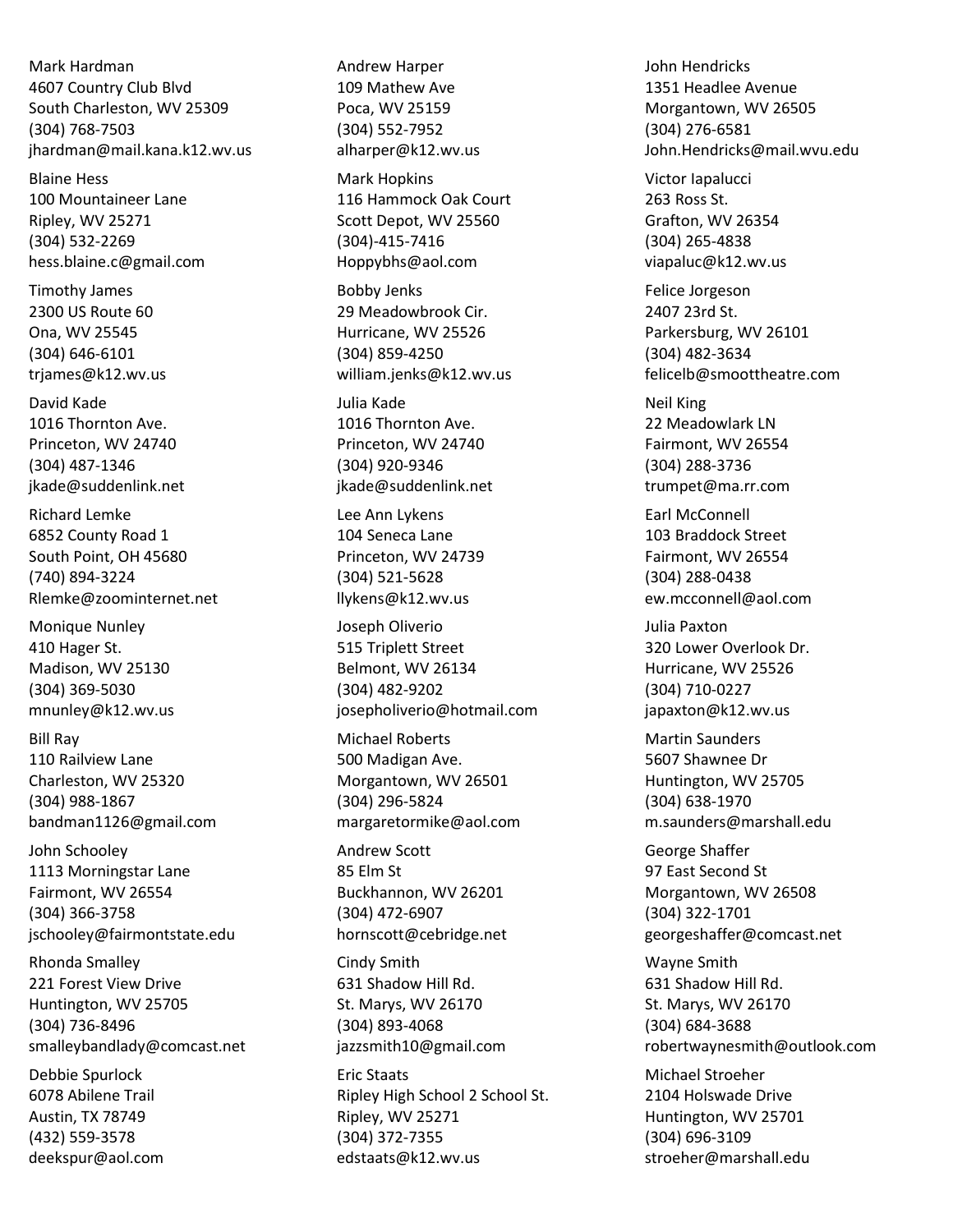Mark Hardman
4607 Country Club Blvd
South Charleston, WV 25309
(304) 768-7503
jhardman@mail.kana.k12.wv.us

Andrew Harper
109 Mathew Ave
Poca, WV 25159
(304) 552-7952
alharper@k12.wv.us

John Hendricks
1351 Headlee Avenue
Morgantown, WV 26505
(304) 276-6581
John.Hendricks@mail.wvu.edu

Blaine Hess
100 Mountaineer Lane
Ripley, WV 25271
(304) 532-2269
hess.blaine.c@gmail.com

Mark Hopkins
116 Hammock Oak Court
Scott Depot, WV 25560
(304)-415-7416
Hoppybhs@aol.com

Victor Iapalucci
263 Ross St.
Grafton, WV 26354
(304) 265-4838
viapaluc@k12.wv.us

Timothy James
2300 US Route 60
Ona, WV 25545
(304) 646-6101
trjames@k12.wv.us

Bobby Jenks
29 Meadowbrook Cir.
Hurricane, WV 25526
(304) 859-4250
william.jenks@k12.wv.us

Felice Jorgeson
2407 23rd St.
Parkersburg, WV 26101
(304) 482-3634
felicelb@smoottheatre.com

David Kade
1016 Thornton Ave.
Princeton, WV 24740
(304) 487-1346
jkade@suddenlink.net

Julia Kade
1016 Thornton Ave.
Princeton, WV 24740
(304) 920-9346
jkade@suddenlink.net

Neil King
22 Meadowlark LN
Fairmont, WV 26554
(304) 288-3736
trumpet@ma.rr.com

Richard Lemke
6852 County Road 1
South Point, OH 45680
(740) 894-3224
Rlemke@zoominternet.net

Lee Ann Lykens
104 Seneca Lane
Princeton, WV 24739
(304) 521-5628
llykens@k12.wv.us

Earl McConnell
103 Braddock Street
Fairmont, WV 26554
(304) 288-0438
ew.mcconnell@aol.com

Monique Nunley
410 Hager St.
Madison, WV 25130
(304) 369-5030
mnunley@k12.wv.us

Joseph Oliverio
515 Triplett Street
Belmont, WV 26134
(304) 482-9202
josepholiverio@hotmail.com

Julia Paxton
320 Lower Overlook Dr.
Hurricane, WV 25526
(304) 710-0227
japaxton@k12.wv.us

Bill Ray
110 Railview Lane
Charleston, WV 25320
(304) 988-1867
bandman1126@gmail.com

Michael Roberts
500 Madigan Ave.
Morgantown, WV 26501
(304) 296-5824
margaretormike@aol.com

Martin Saunders
5607 Shawnee Dr
Huntington, WV 25705
(304) 638-1970
m.saunders@marshall.edu

John Schooley
1113 Morningstar Lane
Fairmont, WV 26554
(304) 366-3758
jschooley@fairmontstate.edu

Andrew Scott
85 Elm St
Buckhannon, WV 26201
(304) 472-6907
hornscott@cebridge.net

George Shaffer
97 East Second St
Morgantown, WV 26508
(304) 322-1701
georgeshaffer@comcast.net

Rhonda Smalley
221 Forest View Drive
Huntington, WV 25705
(304) 736-8496
smalleybandlady@comcast.net

Cindy Smith
631 Shadow Hill Rd.
St. Marys, WV 26170
(304) 893-4068
jazzsmith10@gmail.com

Wayne Smith
631 Shadow Hill Rd.
St. Marys, WV 26170
(304) 684-3688
robertwaynesmith@outlook.com

Debbie Spurlock
6078 Abilene Trail
Austin, TX 78749
(432) 559-3578
deekspur@aol.com

Eric Staats
Ripley High School 2 School St.
Ripley, WV 25271
(304) 372-7355
edstaats@k12.wv.us

Michael Stroeher
2104 Holswade Drive
Huntington, WV 25701
(304) 696-3109
stroeher@marshall.edu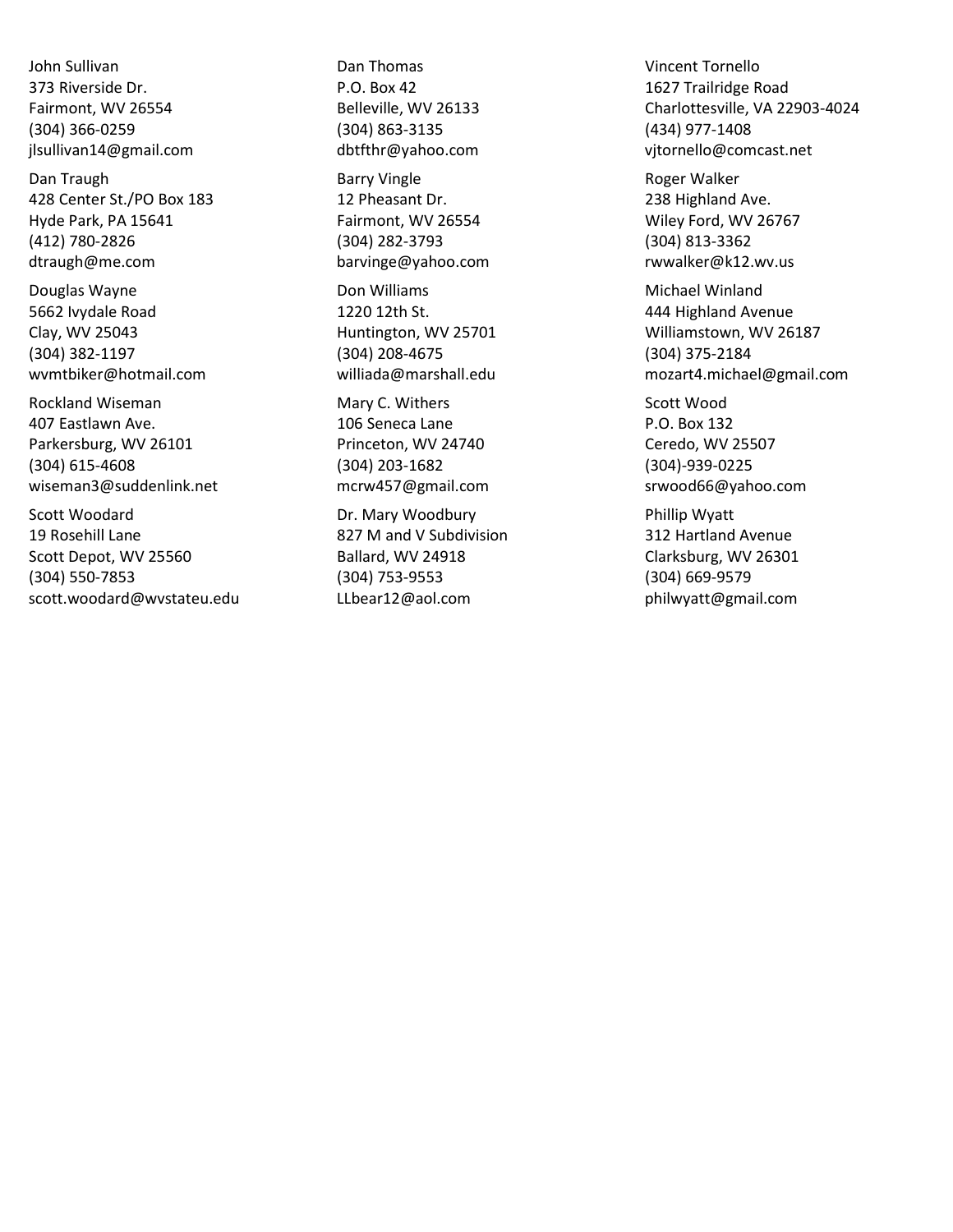John Sullivan
373 Riverside Dr.
Fairmont, WV 26554
(304) 366-0259
jlsullivan14@gmail.com

Dan Traugh
428 Center St./PO Box 183
Hyde Park, PA 15641
(412) 780-2826
dtraugh@me.com

Douglas Wayne
5662 Ivydale Road
Clay, WV 25043
(304) 382-1197
wvmtbiker@hotmail.com

Rockland Wiseman
407 Eastlawn Ave.
Parkersburg, WV 26101
(304) 615-4608
wiseman3@suddenlink.net

Scott Woodard
19 Rosehill Lane
Scott Depot, WV 25560
(304) 550-7853
scott.woodard@wvstateu.edu

Dan Thomas
P.O. Box 42
Belleville, WV 26133
(304) 863-3135
dbtfthr@yahoo.com

Barry Vingle
12 Pheasant Dr.
Fairmont, WV 26554
(304) 282-3793
barvinge@yahoo.com

Don Williams
1220 12th St.
Huntington, WV 25701
(304) 208-4675
williada@marshall.edu

Mary C. Withers
106 Seneca Lane
Princeton, WV 24740
(304) 203-1682
mcrw457@gmail.com

Dr. Mary Woodbury
827 M and V Subdivision
Ballard, WV 24918
(304) 753-9553
LLbear12@aol.com

Vincent Tornello
1627 Trailridge Road
Charlottesville, VA 22903-4024
(434) 977-1408
vjtornello@comcast.net

Roger Walker
238 Highland Ave.
Wiley Ford, WV 26767
(304) 813-3362
rwwalker@k12.wv.us

Michael Winland
444 Highland Avenue
Williamstown, WV 26187
(304) 375-2184
mozart4.michael@gmail.com

Scott Wood
P.O. Box 132
Ceredo, WV 25507
(304)-939-0225
srwood66@yahoo.com

Phillip Wyatt
312 Hartland Avenue
Clarksburg, WV 26301
(304) 669-9579
philwyatt@gmail.com